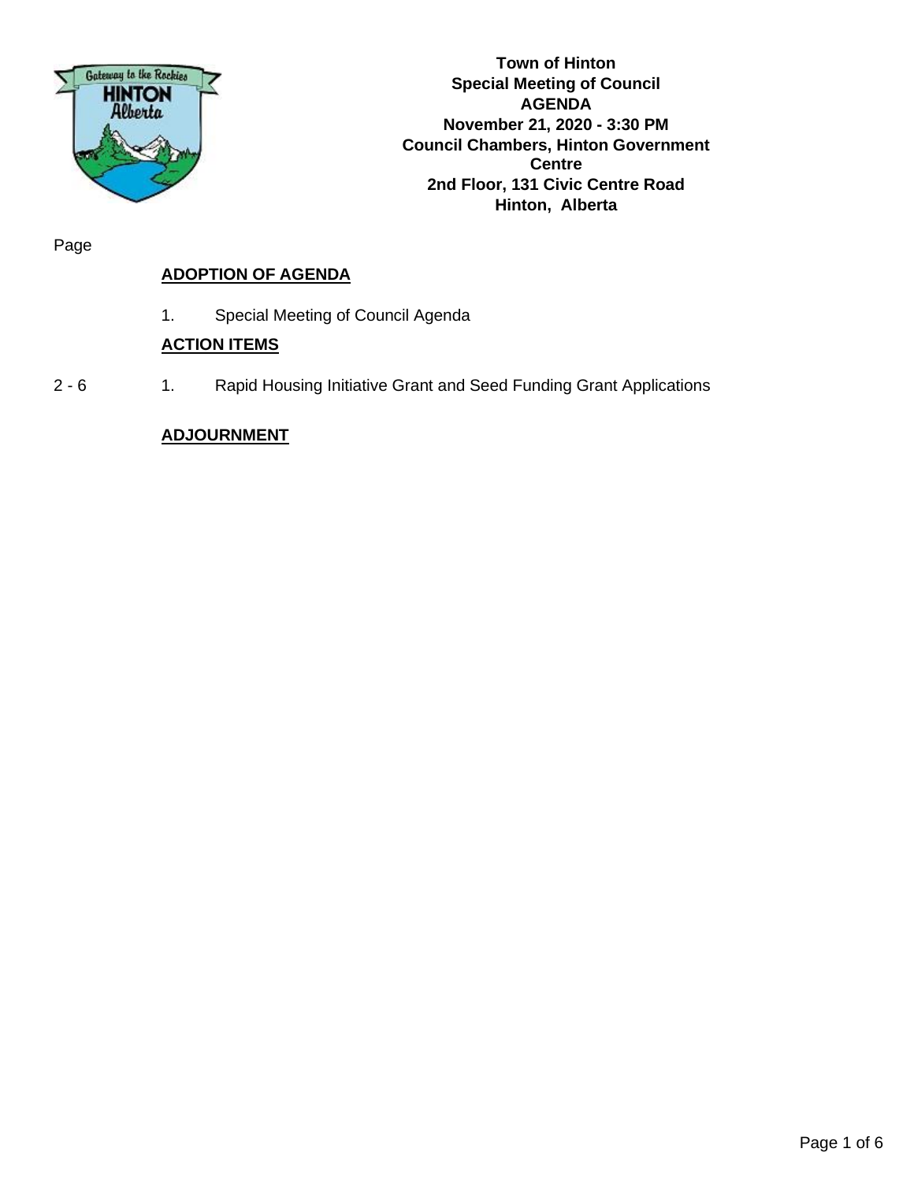**Town of Hinton**
**Special Meeting of Council**
**AGENDA**
**November 21, 2020 - 3:30 PM**
**Council Chambers, Hinton Government Centre**
**2nd Floor, 131 Civic Centre Road**
**Hinton, Alberta**

| Page | | |
|---|---|---|
| | **ADOPTION OF AGENDA** | |
| | 1. | Special Meeting of Council Agenda |
| | **ACTION ITEMS** | |
| 2 - 6 | 1. | Rapid Housing Initiative Grant and Seed Funding Grant Applications |
| | **ADJOURNMENT** | |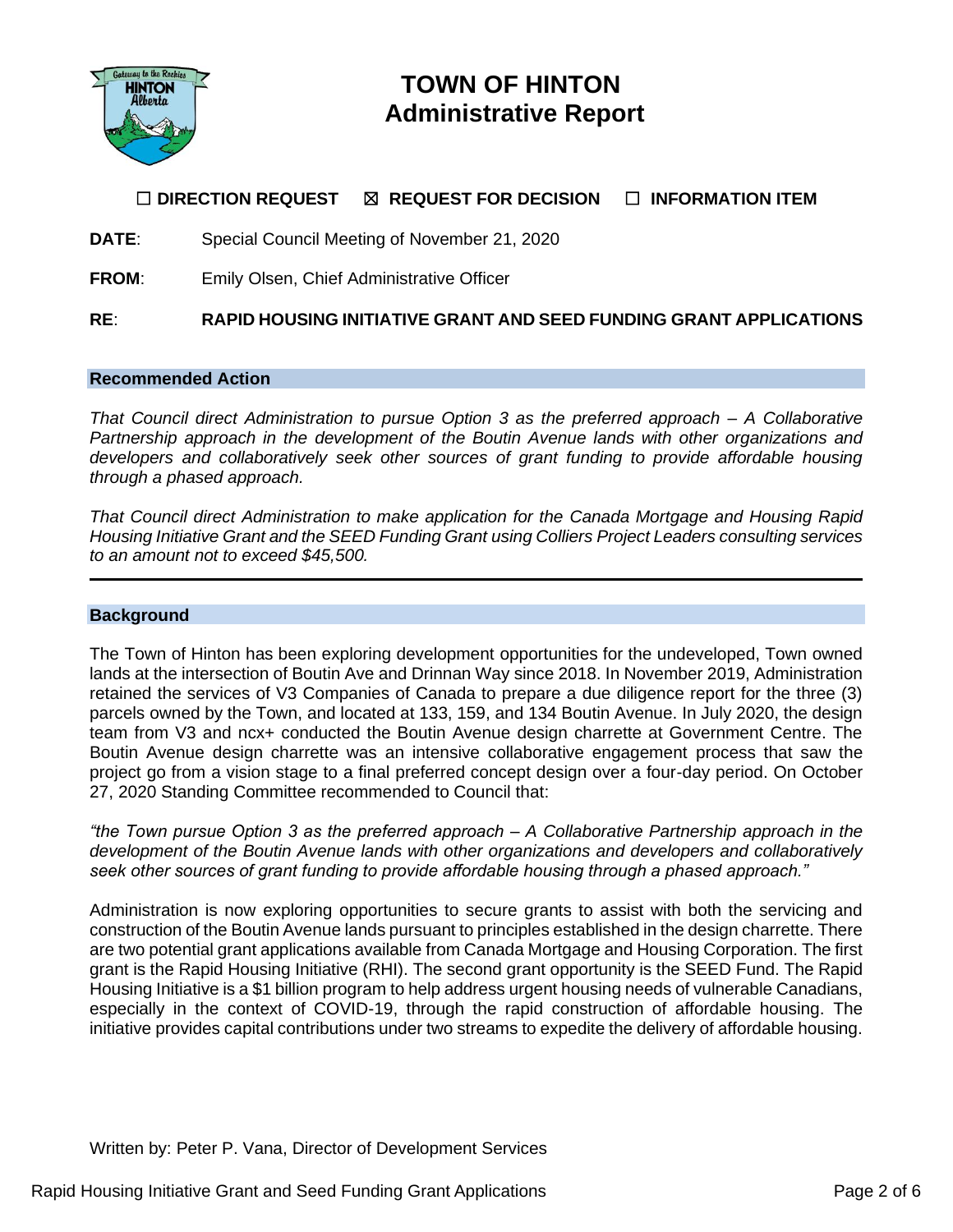# TOWN OF HINTON
# Administrative Report

☐ **DIRECTION REQUEST** ☒ **REQUEST FOR DECISION** ☐ **INFORMATION ITEM**

**DATE**: Special Council Meeting of November 21, 2020

**FROM**: Emily Olsen, Chief Administrative Officer

**RE**: **RAPID HOUSING INITIATIVE GRANT AND SEED FUNDING GRANT APPLICATIONS**

## Recommended Action

*That Council direct Administration to pursue Option 3 as the preferred approach – A Collaborative Partnership approach in the development of the Boutin Avenue lands with other organizations and developers and collaboratively seek other sources of grant funding to provide affordable housing through a phased approach.*

*That Council direct Administration to make application for the Canada Mortgage and Housing Rapid Housing Initiative Grant and the SEED Funding Grant using Colliers Project Leaders consulting services to an amount not to exceed $45,500.*

---

## Background

The Town of Hinton has been exploring development opportunities for the undeveloped, Town owned lands at the intersection of Boutin Ave and Drinnan Way since 2018. In November 2019, Administration retained the services of V3 Companies of Canada to prepare a due diligence report for the three (3) parcels owned by the Town, and located at 133, 159, and 134 Boutin Avenue. In July 2020, the design team from V3 and ncx+ conducted the Boutin Avenue design charrette at Government Centre. The Boutin Avenue design charrette was an intensive collaborative engagement process that saw the project go from a vision stage to a final preferred concept design over a four-day period. On October 27, 2020 Standing Committee recommended to Council that:

*"the Town pursue Option 3 as the preferred approach – A Collaborative Partnership approach in the development of the Boutin Avenue lands with other organizations and developers and collaboratively seek other sources of grant funding to provide affordable housing through a phased approach."*

Administration is now exploring opportunities to secure grants to assist with both the servicing and construction of the Boutin Avenue lands pursuant to principles established in the design charrette. There are two potential grant applications available from Canada Mortgage and Housing Corporation. The first grant is the Rapid Housing Initiative (RHI). The second grant opportunity is the SEED Fund. The Rapid Housing Initiative is a $1 billion program to help address urgent housing needs of vulnerable Canadians, especially in the context of COVID-19, through the rapid construction of affordable housing. The initiative provides capital contributions under two streams to expedite the delivery of affordable housing.

Written by: Peter P. Vana, Director of Development Services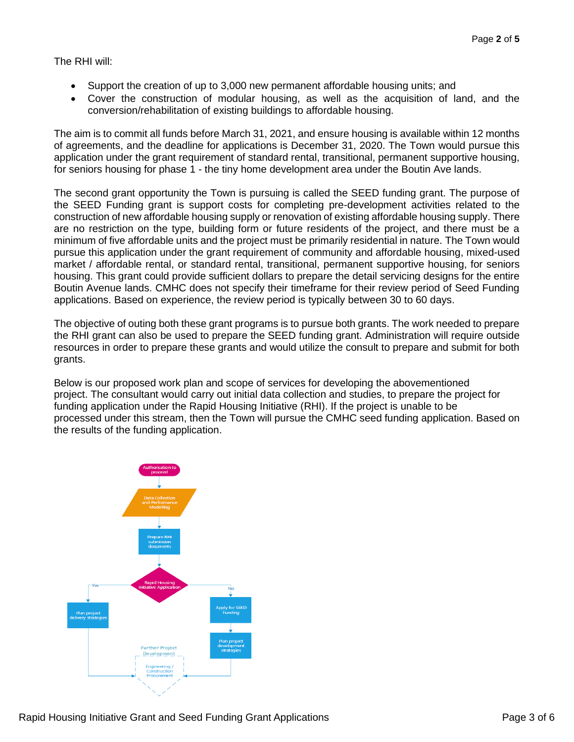The RHI will:

- Support the creation of up to 3,000 new permanent affordable housing units; and
- Cover the construction of modular housing, as well as the acquisition of land, and the conversion/rehabilitation of existing buildings to affordable housing.

The aim is to commit all funds before March 31, 2021, and ensure housing is available within 12 months of agreements, and the deadline for applications is December 31, 2020. The Town would pursue this application under the grant requirement of standard rental, transitional, permanent supportive housing, for seniors housing for phase 1 - the tiny home development area under the Boutin Ave lands.

The second grant opportunity the Town is pursuing is called the SEED funding grant. The purpose of the SEED Funding grant is support costs for completing pre-development activities related to the construction of new affordable housing supply or renovation of existing affordable housing supply. There are no restriction on the type, building form or future residents of the project, and there must be a minimum of five affordable units and the project must be primarily residential in nature. The Town would pursue this application under the grant requirement of community and affordable housing, mixed-used market / affordable rental, or standard rental, transitional, permanent supportive housing, for seniors housing. This grant could provide sufficient dollars to prepare the detail servicing designs for the entire Boutin Avenue lands. CMHC does not specify their timeframe for their review period of Seed Funding applications. Based on experience, the review period is typically between 30 to 60 days.

The objective of outing both these grant programs is to pursue both grants. The work needed to prepare the RHI grant can also be used to prepare the SEED funding grant. Administration will require outside resources in order to prepare these grants and would utilize the consult to prepare and submit for both grants.

Below is our proposed work plan and scope of services for developing the abovementioned project. The consultant would carry out initial data collection and studies, to prepare the project for funding application under the Rapid Housing Initiative (RHI). If the project is unable to be processed under this stream, then the Town will pursue the CMHC seed funding application. Based on the results of the funding application.

Authorisation to proceed → Data Collection and Performance Modelling → Prepare RHI submission documents → Rapid Housing Initiative Application

- Yes → Plan project delivery strategies → Further Project Development (Engineering / Construction Procurement)
- No → Apply for SEED Funding → Plan project development strategies → Further Project Development (Engineering / Construction Procurement)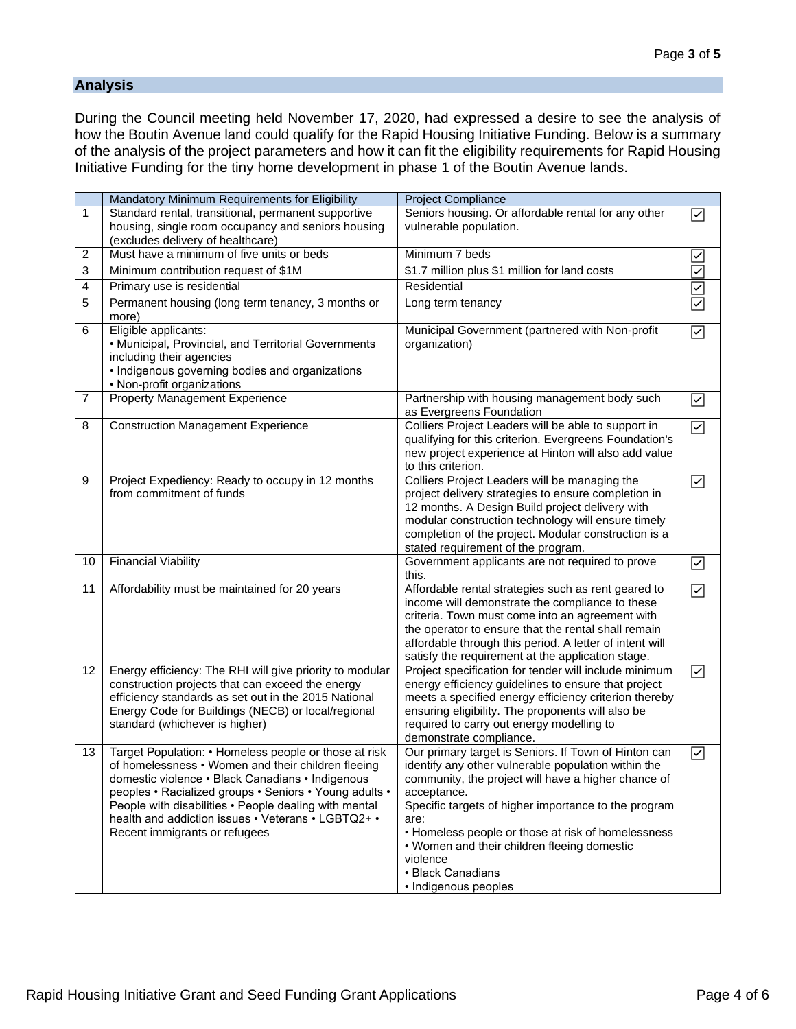## Analysis

During the Council meeting held November 17, 2020, had expressed a desire to see the analysis of how the Boutin Avenue land could qualify for the Rapid Housing Initiative Funding. Below is a summary of the analysis of the project parameters and how it can fit the eligibility requirements for Rapid Housing Initiative Funding for the tiny home development in phase 1 of the Boutin Avenue lands.

| | Mandatory Minimum Requirements for Eligibility | Project Compliance | |
|---|---|---|---|
| 1 | Standard rental, transitional, permanent supportive housing, single room occupancy and seniors housing (excludes delivery of healthcare) | Seniors housing. Or affordable rental for any other vulnerable population. | ☑ |
| 2 | Must have a minimum of five units or beds | Minimum 7 beds | ☑ |
| 3 | Minimum contribution request of $1M | $1.7 million plus $1 million for land costs | ☑ |
| 4 | Primary use is residential | Residential | ☑ |
| 5 | Permanent housing (long term tenancy, 3 months or more) | Long term tenancy | ☑ |
| 6 | Eligible applicants:<br>• Municipal, Provincial, and Territorial Governments including their agencies<br>• Indigenous governing bodies and organizations<br>• Non-profit organizations | Municipal Government (partnered with Non-profit organization) | ☑ |
| 7 | Property Management Experience | Partnership with housing management body such as Evergreens Foundation | ☑ |
| 8 | Construction Management Experience | Colliers Project Leaders will be able to support in qualifying for this criterion. Evergreens Foundation's new project experience at Hinton will also add value to this criterion. | ☑ |
| 9 | Project Expediency: Ready to occupy in 12 months from commitment of funds | Colliers Project Leaders will be managing the project delivery strategies to ensure completion in 12 months. A Design Build project delivery with modular construction technology will ensure timely completion of the project. Modular construction is a stated requirement of the program. | ☑ |
| 10 | Financial Viability | Government applicants are not required to prove this. | ☑ |
| 11 | Affordability must be maintained for 20 years | Affordable rental strategies such as rent geared to income will demonstrate the compliance to these criteria. Town must come into an agreement with the operator to ensure that the rental shall remain affordable through this period. A letter of intent will satisfy the requirement at the application stage. | ☑ |
| 12 | Energy efficiency: The RHI will give priority to modular construction projects that can exceed the energy efficiency standards as set out in the 2015 National Energy Code for Buildings (NECB) or local/regional standard (whichever is higher) | Project specification for tender will include minimum energy efficiency guidelines to ensure that project meets a specified energy efficiency criterion thereby ensuring eligibility. The proponents will also be required to carry out energy modelling to demonstrate compliance. | ☑ |
| 13 | Target Population: • Homeless people or those at risk of homelessness • Women and their children fleeing domestic violence • Black Canadians • Indigenous peoples • Racialized groups • Seniors • Young adults • People with disabilities • People dealing with mental health and addiction issues • Veterans • LGBTQ2+ • Recent immigrants or refugees | Our primary target is Seniors. If Town of Hinton can identify any other vulnerable population within the community, the project will have a higher chance of acceptance.<br>Specific targets of higher importance to the program are:<br>• Homeless people or those at risk of homelessness<br>• Women and their children fleeing domestic violence<br>• Black Canadians<br>• Indigenous peoples | ☑ |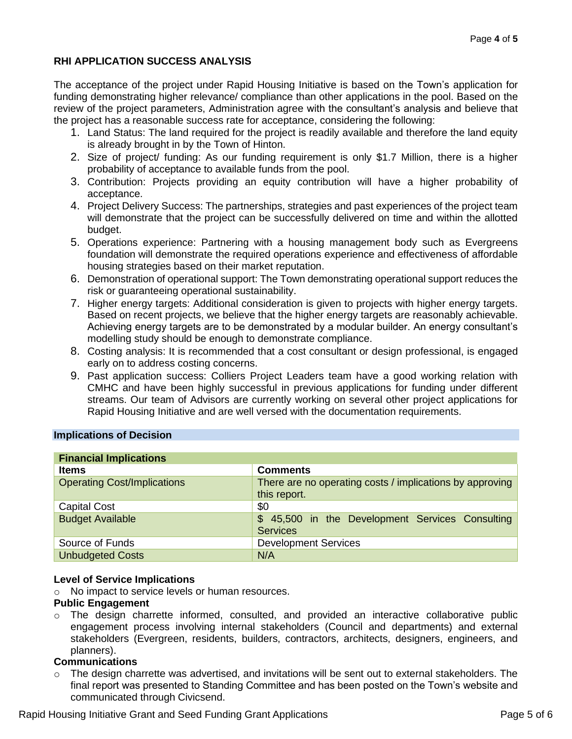**RHI APPLICATION SUCCESS ANALYSIS**

The acceptance of the project under Rapid Housing Initiative is based on the Town's application for funding demonstrating higher relevance/ compliance than other applications in the pool. Based on the review of the project parameters, Administration agree with the consultant's analysis and believe that the project has a reasonable success rate for acceptance, considering the following:

1. Land Status: The land required for the project is readily available and therefore the land equity is already brought in by the Town of Hinton.
2. Size of project/ funding: As our funding requirement is only $1.7 Million, there is a higher probability of acceptance to available funds from the pool.
3. Contribution: Projects providing an equity contribution will have a higher probability of acceptance.
4. Project Delivery Success: The partnerships, strategies and past experiences of the project team will demonstrate that the project can be successfully delivered on time and within the allotted budget.
5. Operations experience: Partnering with a housing management body such as Evergreens foundation will demonstrate the required operations experience and effectiveness of affordable housing strategies based on their market reputation.
6. Demonstration of operational support: The Town demonstrating operational support reduces the risk or guaranteeing operational sustainability.
7. Higher energy targets: Additional consideration is given to projects with higher energy targets. Based on recent projects, we believe that the higher energy targets are reasonably achievable. Achieving energy targets are to be demonstrated by a modular builder. An energy consultant's modelling study should be enough to demonstrate compliance.
8. Costing analysis: It is recommended that a cost consultant or design professional, is engaged early on to address costing concerns.
9. Past application success: Colliers Project Leaders team have a good working relation with CMHC and have been highly successful in previous applications for funding under different streams. Our team of Advisors are currently working on several other project applications for Rapid Housing Initiative and are well versed with the documentation requirements.

**Implications of Decision**

| **Financial Implications** | |
|---|---|
| **Items** | **Comments** |
| Operating Cost/Implications | There are no operating costs / implications by approving this report. |
| Capital Cost | $0 |
| Budget Available | $ 45,500 in the Development Services Consulting Services |
| Source of Funds | Development Services |
| Unbudgeted Costs | N/A |

**Level of Service Implications**

- No impact to service levels or human resources.

**Public Engagement**

- The design charrette informed, consulted, and provided an interactive collaborative public engagement process involving internal stakeholders (Council and departments) and external stakeholders (Evergreen, residents, builders, contractors, architects, designers, engineers, and planners).

**Communications**

- The design charrette was advertised, and invitations will be sent out to external stakeholders. The final report was presented to Standing Committee and has been posted on the Town's website and communicated through Civicsend.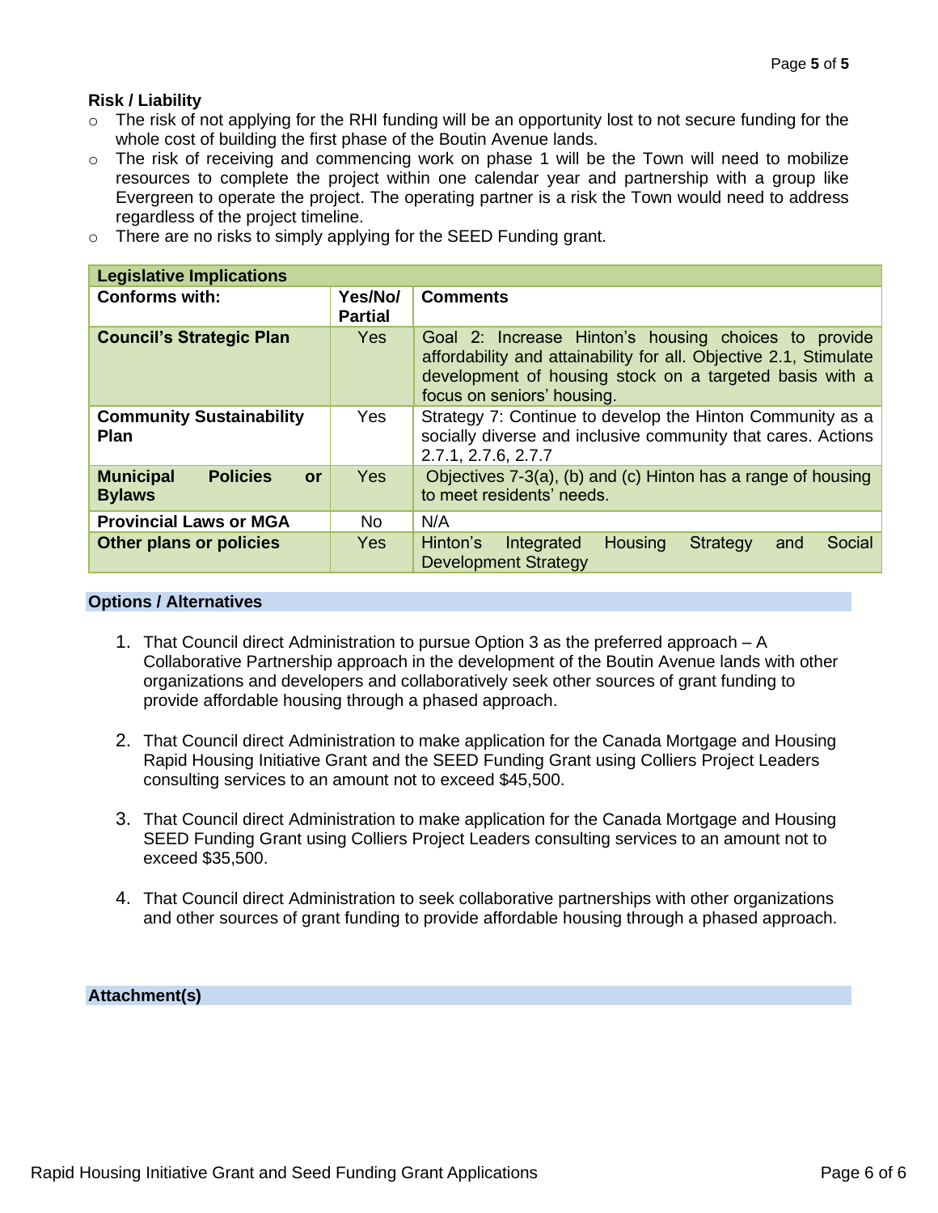**Risk / Liability**

- The risk of not applying for the RHI funding will be an opportunity lost to not secure funding for the whole cost of building the first phase of the Boutin Avenue lands.
- The risk of receiving and commencing work on phase 1 will be the Town will need to mobilize resources to complete the project within one calendar year and partnership with a group like Evergreen to operate the project. The operating partner is a risk the Town would need to address regardless of the project timeline.
- There are no risks to simply applying for the SEED Funding grant.

| Legislative Implications | | |
|---|---|---|
| **Conforms with:** | **Yes/No/ Partial** | **Comments** |
| **Council's Strategic Plan** | Yes | Goal 2: Increase Hinton's housing choices to provide affordability and attainability for all. Objective 2.1, Stimulate development of housing stock on a targeted basis with a focus on seniors' housing. |
| **Community Sustainability Plan** | Yes | Strategy 7: Continue to develop the Hinton Community as a socially diverse and inclusive community that cares. Actions 2.7.1, 2.7.6, 2.7.7 |
| **Municipal Policies or Bylaws** | Yes | Objectives 7-3(a), (b) and (c) Hinton has a range of housing to meet residents' needs. |
| **Provincial Laws or MGA** | No | N/A |
| **Other plans or policies** | Yes | Hinton's Integrated Housing Strategy and Social Development Strategy |

**Options / Alternatives**

1. That Council direct Administration to pursue Option 3 as the preferred approach – A Collaborative Partnership approach in the development of the Boutin Avenue lands with other organizations and developers and collaboratively seek other sources of grant funding to provide affordable housing through a phased approach.

2. That Council direct Administration to make application for the Canada Mortgage and Housing Rapid Housing Initiative Grant and the SEED Funding Grant using Colliers Project Leaders consulting services to an amount not to exceed $45,500.

3. That Council direct Administration to make application for the Canada Mortgage and Housing SEED Funding Grant using Colliers Project Leaders consulting services to an amount not to exceed $35,500.

4. That Council direct Administration to seek collaborative partnerships with other organizations and other sources of grant funding to provide affordable housing through a phased approach.

**Attachment(s)**